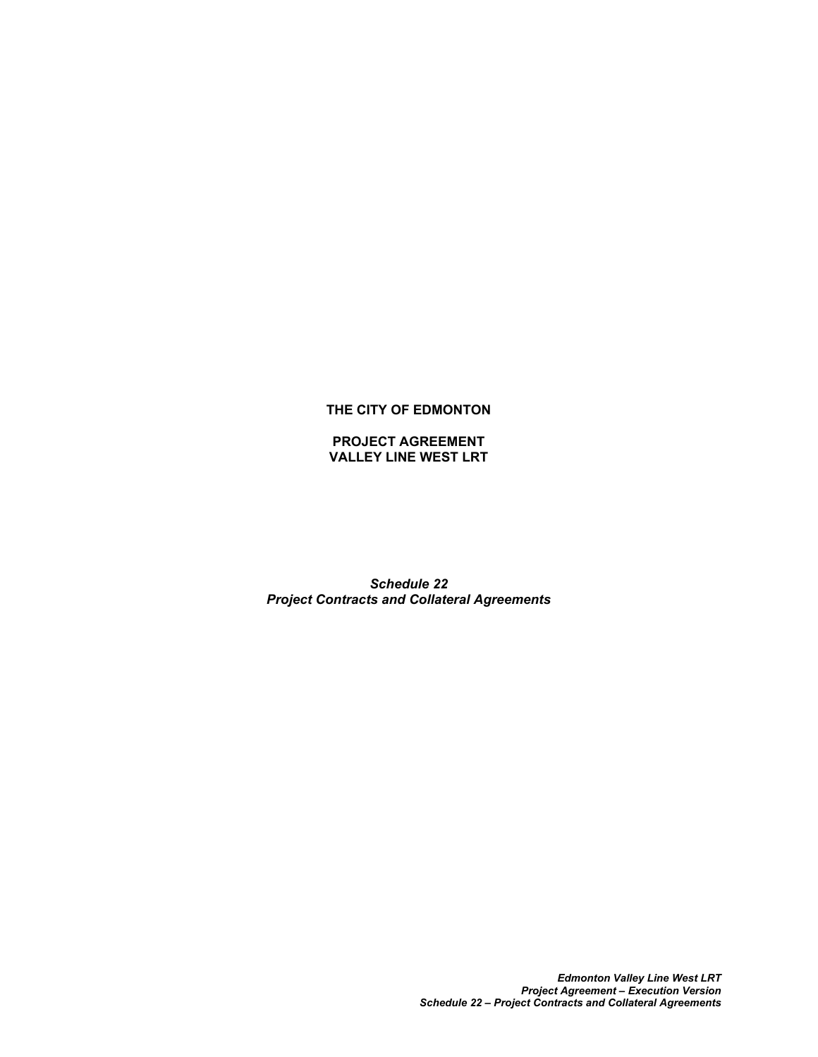**THE CITY OF EDMONTON**

**PROJECT AGREEMENT**
**VALLEY LINE WEST LRT**

***Schedule 22***
***Project Contracts and Collateral Agreements***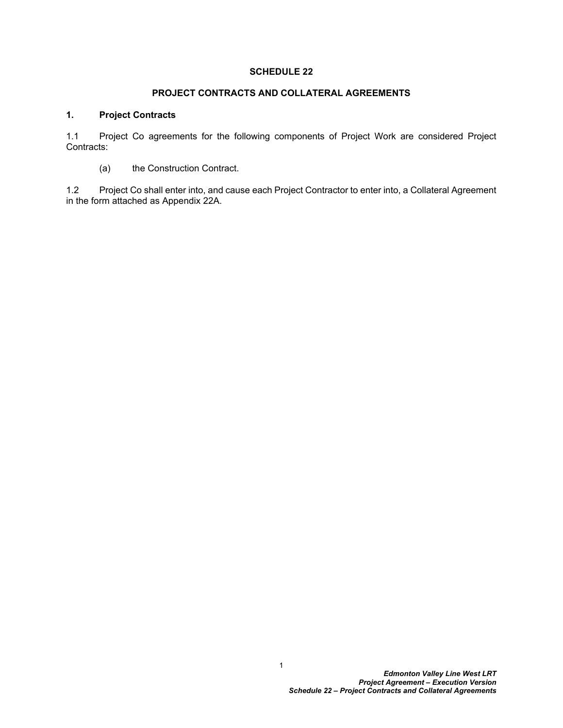# SCHEDULE 22

## PROJECT CONTRACTS AND COLLATERAL AGREEMENTS

### 1. Project Contracts

1.1 Project Co agreements for the following components of Project Work are considered Project Contracts:

(a) the Construction Contract.

1.2 Project Co shall enter into, and cause each Project Contractor to enter into, a Collateral Agreement in the form attached as Appendix 22A.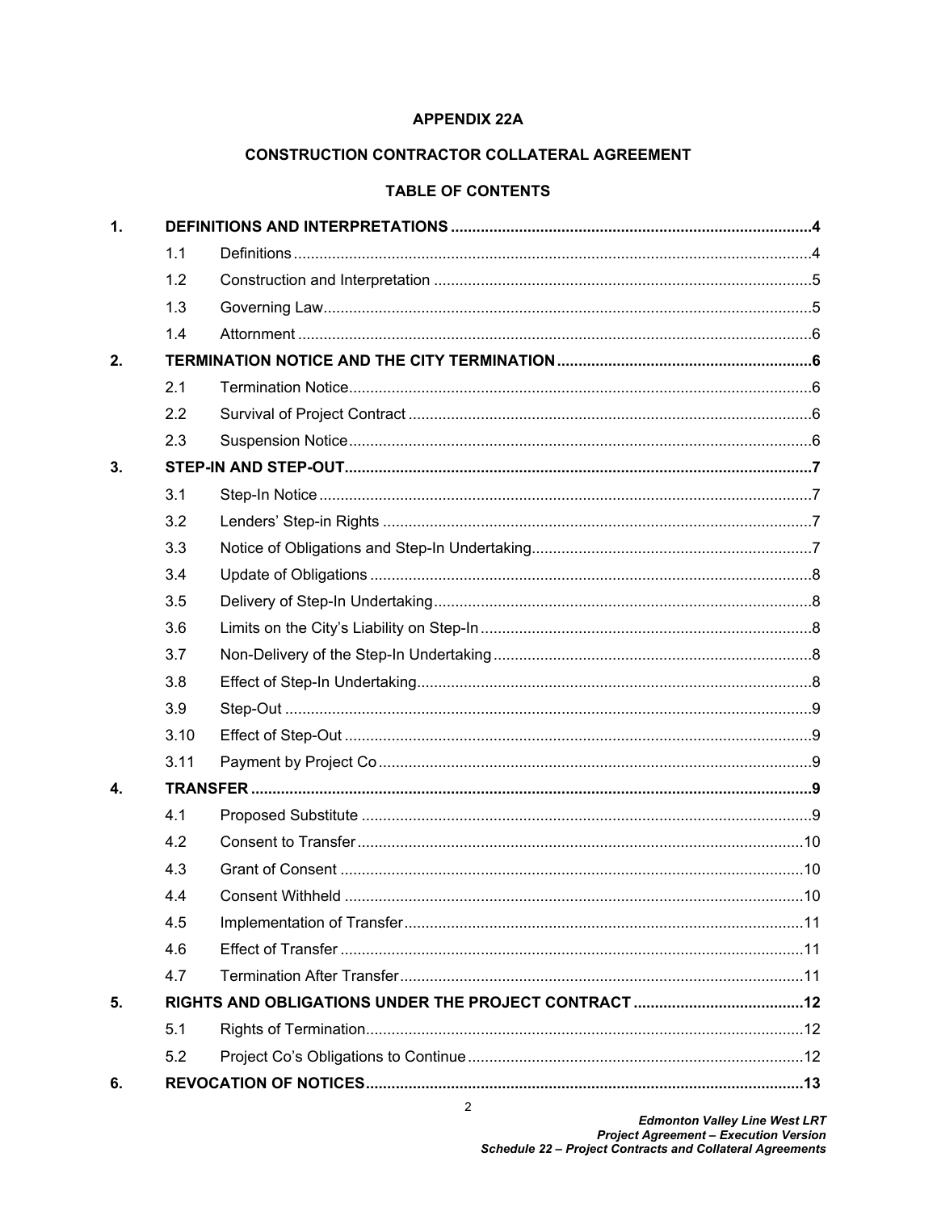**APPENDIX 22A**

**CONSTRUCTION CONTRACTOR COLLATERAL AGREEMENT**

**TABLE OF CONTENTS**

| | | | |
|---|---|---|---|
| **1.** | **DEFINITIONS AND INTERPRETATIONS** | | **4** |
| | 1.1 | Definitions | 4 |
| | 1.2 | Construction and Interpretation | 5 |
| | 1.3 | Governing Law | 5 |
| | 1.4 | Attornment | 6 |
| **2.** | **TERMINATION NOTICE AND THE CITY TERMINATION** | | **6** |
| | 2.1 | Termination Notice | 6 |
| | 2.2 | Survival of Project Contract | 6 |
| | 2.3 | Suspension Notice | 6 |
| **3.** | **STEP-IN AND STEP-OUT** | | **7** |
| | 3.1 | Step-In Notice | 7 |
| | 3.2 | Lenders' Step-in Rights | 7 |
| | 3.3 | Notice of Obligations and Step-In Undertaking | 7 |
| | 3.4 | Update of Obligations | 8 |
| | 3.5 | Delivery of Step-In Undertaking | 8 |
| | 3.6 | Limits on the City's Liability on Step-In | 8 |
| | 3.7 | Non-Delivery of the Step-In Undertaking | 8 |
| | 3.8 | Effect of Step-In Undertaking | 8 |
| | 3.9 | Step-Out | 9 |
| | 3.10 | Effect of Step-Out | 9 |
| | 3.11 | Payment by Project Co | 9 |
| **4.** | **TRANSFER** | | **9** |
| | 4.1 | Proposed Substitute | 9 |
| | 4.2 | Consent to Transfer | 10 |
| | 4.3 | Grant of Consent | 10 |
| | 4.4 | Consent Withheld | 10 |
| | 4.5 | Implementation of Transfer | 11 |
| | 4.6 | Effect of Transfer | 11 |
| | 4.7 | Termination After Transfer | 11 |
| **5.** | **RIGHTS AND OBLIGATIONS UNDER THE PROJECT CONTRACT** | | **12** |
| | 5.1 | Rights of Termination | 12 |
| | 5.2 | Project Co's Obligations to Continue | 12 |
| **6.** | **REVOCATION OF NOTICES** | | **13** |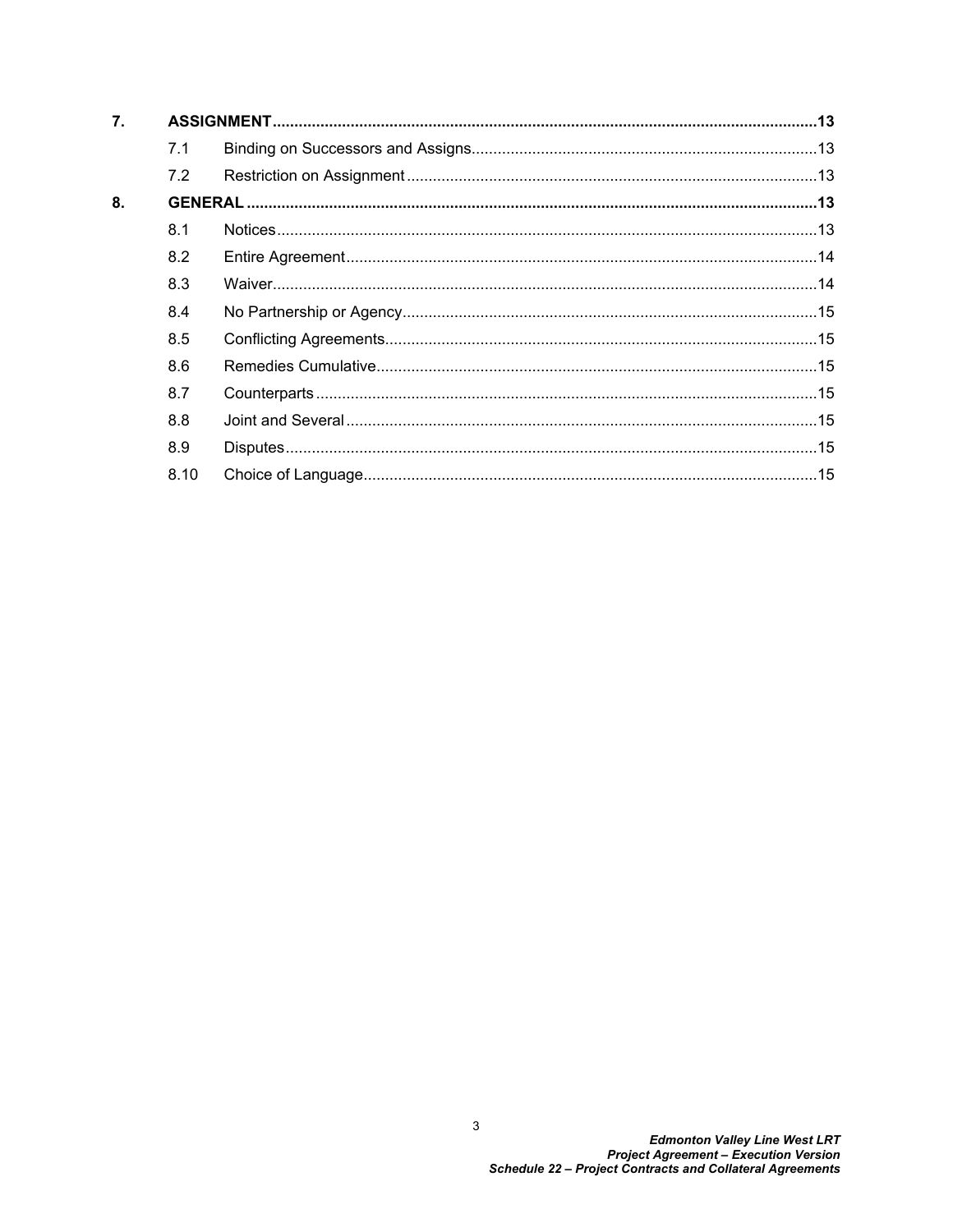| | | |
|---|---|---|
| **7.** | **ASSIGNMENT** | **13** |
| | 7.1 Binding on Successors and Assigns | 13 |
| | 7.2 Restriction on Assignment | 13 |
| **8.** | **GENERAL** | **13** |
| | 8.1 Notices | 13 |
| | 8.2 Entire Agreement | 14 |
| | 8.3 Waiver | 14 |
| | 8.4 No Partnership or Agency | 15 |
| | 8.5 Conflicting Agreements | 15 |
| | 8.6 Remedies Cumulative | 15 |
| | 8.7 Counterparts | 15 |
| | 8.8 Joint and Several | 15 |
| | 8.9 Disputes | 15 |
| | 8.10 Choice of Language | 15 |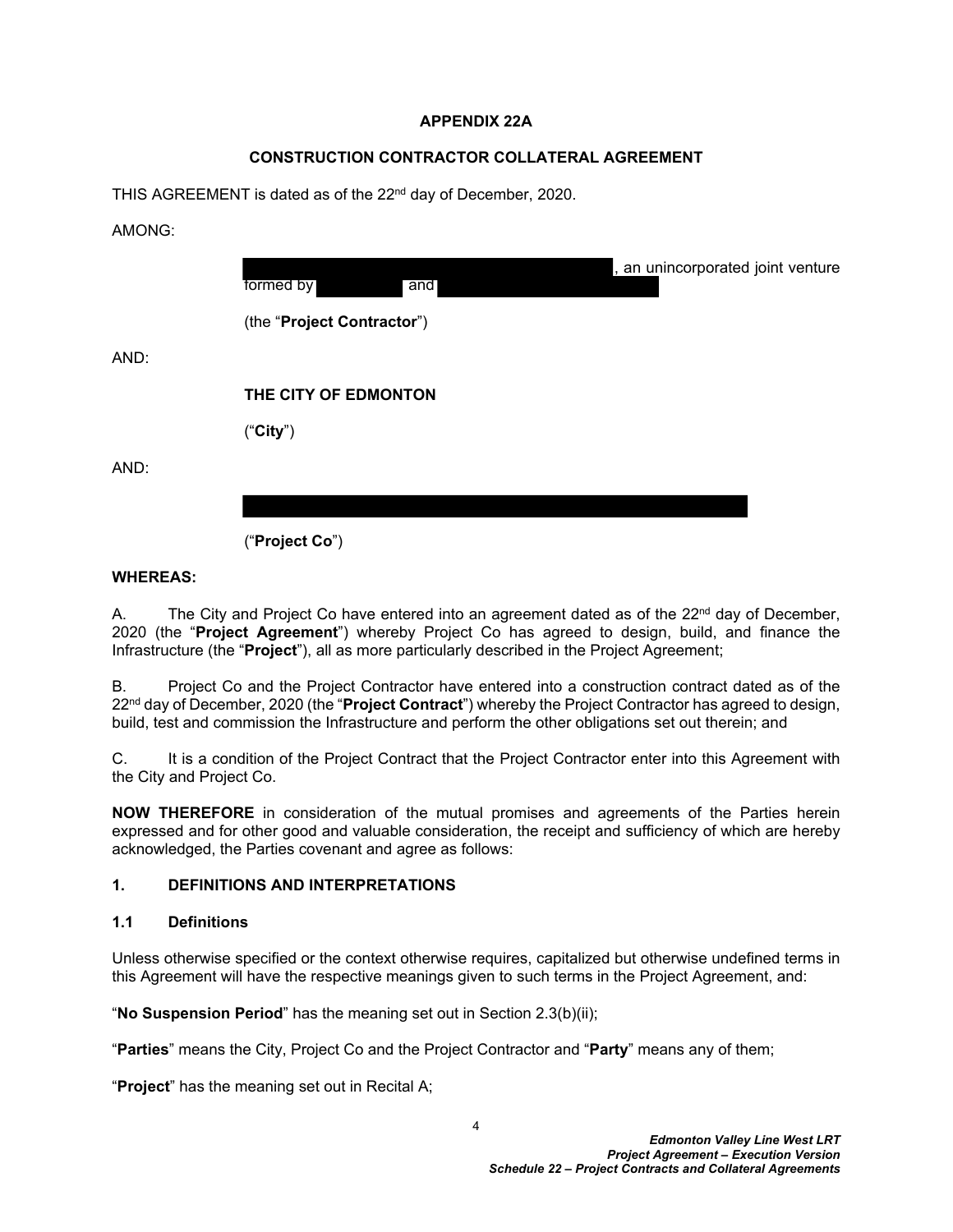**APPENDIX 22A**

**CONSTRUCTION CONTRACTOR COLLATERAL AGREEMENT**

THIS AGREEMENT is dated as of the 22nd day of December, 2020.

AMONG:

[REDACTED], an unincorporated joint venture formed by [REDACTED] and [REDACTED]

(the "**Project Contractor**")

AND:

**THE CITY OF EDMONTON**

("**City**")

AND:

[REDACTED]

("**Project Co**")

**WHEREAS:**

A. The City and Project Co have entered into an agreement dated as of the 22nd day of December, 2020 (the "**Project Agreement**") whereby Project Co has agreed to design, build, and finance the Infrastructure (the "**Project**"), all as more particularly described in the Project Agreement;

B. Project Co and the Project Contractor have entered into a construction contract dated as of the 22nd day of December, 2020 (the "**Project Contract**") whereby the Project Contractor has agreed to design, build, test and commission the Infrastructure and perform the other obligations set out therein; and

C. It is a condition of the Project Contract that the Project Contractor enter into this Agreement with the City and Project Co.

**NOW THEREFORE** in consideration of the mutual promises and agreements of the Parties herein expressed and for other good and valuable consideration, the receipt and sufficiency of which are hereby acknowledged, the Parties covenant and agree as follows:

## 1. DEFINITIONS AND INTERPRETATIONS

### 1.1 Definitions

Unless otherwise specified or the context otherwise requires, capitalized but otherwise undefined terms in this Agreement will have the respective meanings given to such terms in the Project Agreement, and:

"**No Suspension Period**" has the meaning set out in Section 2.3(b)(ii);

"**Parties**" means the City, Project Co and the Project Contractor and "**Party**" means any of them;

"**Project**" has the meaning set out in Recital A;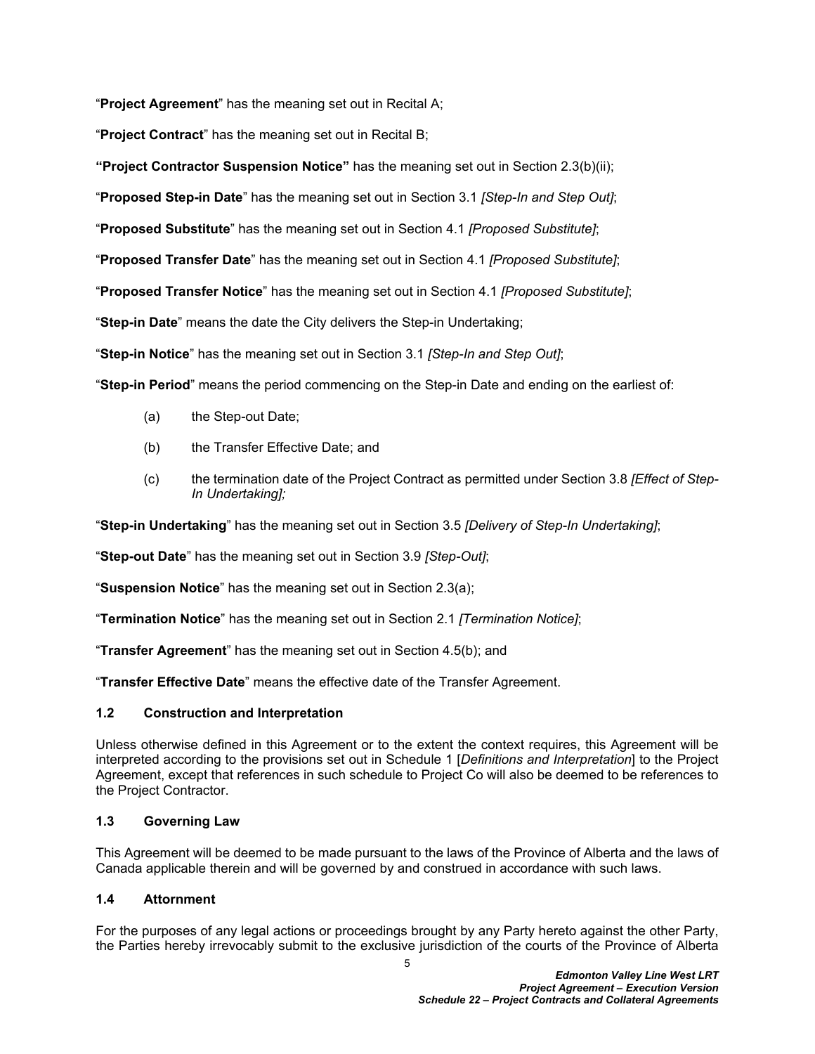"**Project Agreement**" has the meaning set out in Recital A;

"**Project Contract**" has the meaning set out in Recital B;

**"Project Contractor Suspension Notice"** has the meaning set out in Section 2.3(b)(ii);

"**Proposed Step-in Date**" has the meaning set out in Section 3.1 *[Step-In and Step Out]*;

"**Proposed Substitute**" has the meaning set out in Section 4.1 *[Proposed Substitute]*;

"**Proposed Transfer Date**" has the meaning set out in Section 4.1 *[Proposed Substitute]*;

"**Proposed Transfer Notice**" has the meaning set out in Section 4.1 *[Proposed Substitute]*;

"**Step-in Date**" means the date the City delivers the Step-in Undertaking;

"**Step-in Notice**" has the meaning set out in Section 3.1 *[Step-In and Step Out]*;

"**Step-in Period**" means the period commencing on the Step-in Date and ending on the earliest of:

(a) the Step-out Date;

(b) the Transfer Effective Date; and

(c) the termination date of the Project Contract as permitted under Section 3.8 *[Effect of Step-In Undertaking];*

"**Step-in Undertaking**" has the meaning set out in Section 3.5 *[Delivery of Step-In Undertaking]*;

"**Step-out Date**" has the meaning set out in Section 3.9 *[Step-Out]*;

"**Suspension Notice**" has the meaning set out in Section 2.3(a);

"**Termination Notice**" has the meaning set out in Section 2.1 *[Termination Notice]*;

"**Transfer Agreement**" has the meaning set out in Section 4.5(b); and

"**Transfer Effective Date**" means the effective date of the Transfer Agreement.

### 1.2 Construction and Interpretation

Unless otherwise defined in this Agreement or to the extent the context requires, this Agreement will be interpreted according to the provisions set out in Schedule 1 [*Definitions and Interpretation*] to the Project Agreement, except that references in such schedule to Project Co will also be deemed to be references to the Project Contractor.

### 1.3 Governing Law

This Agreement will be deemed to be made pursuant to the laws of the Province of Alberta and the laws of Canada applicable therein and will be governed by and construed in accordance with such laws.

### 1.4 Attornment

For the purposes of any legal actions or proceedings brought by any Party hereto against the other Party, the Parties hereby irrevocably submit to the exclusive jurisdiction of the courts of the Province of Alberta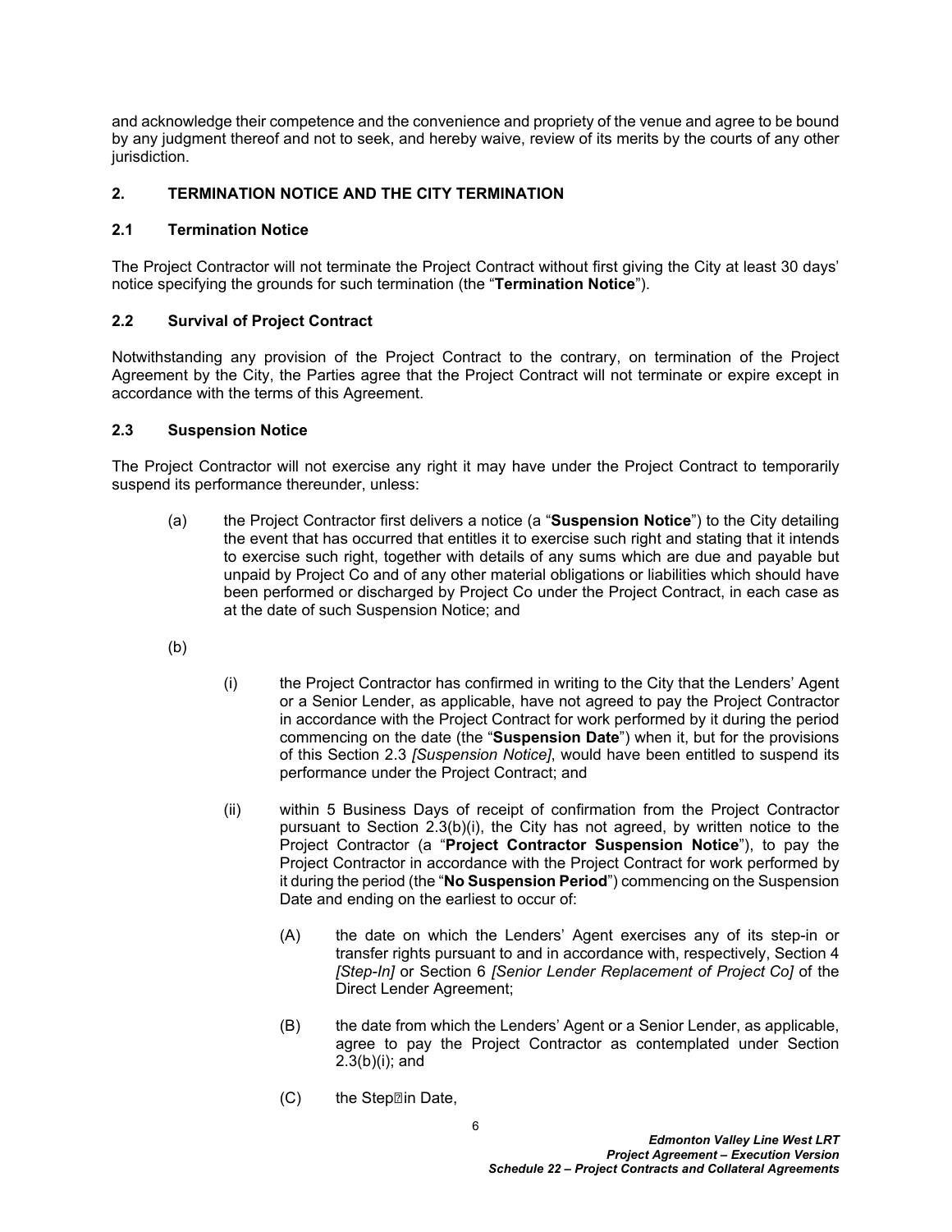and acknowledge their competence and the convenience and propriety of the venue and agree to be bound by any judgment thereof and not to seek, and hereby waive, review of its merits by the courts of any other jurisdiction.

## 2. TERMINATION NOTICE AND THE CITY TERMINATION

### 2.1 Termination Notice

The Project Contractor will not terminate the Project Contract without first giving the City at least 30 days' notice specifying the grounds for such termination (the "**Termination Notice**").

### 2.2 Survival of Project Contract

Notwithstanding any provision of the Project Contract to the contrary, on termination of the Project Agreement by the City, the Parties agree that the Project Contract will not terminate or expire except in accordance with the terms of this Agreement.

### 2.3 Suspension Notice

The Project Contractor will not exercise any right it may have under the Project Contract to temporarily suspend its performance thereunder, unless:

(a) the Project Contractor first delivers a notice (a "**Suspension Notice**") to the City detailing the event that has occurred that entitles it to exercise such right and stating that it intends to exercise such right, together with details of any sums which are due and payable but unpaid by Project Co and of any other material obligations or liabilities which should have been performed or discharged by Project Co under the Project Contract, in each case as at the date of such Suspension Notice; and

(b)

(i) the Project Contractor has confirmed in writing to the City that the Lenders' Agent or a Senior Lender, as applicable, have not agreed to pay the Project Contractor in accordance with the Project Contract for work performed by it during the period commencing on the date (the "**Suspension Date**") when it, but for the provisions of this Section 2.3 *[Suspension Notice]*, would have been entitled to suspend its performance under the Project Contract; and

(ii) within 5 Business Days of receipt of confirmation from the Project Contractor pursuant to Section 2.3(b)(i), the City has not agreed, by written notice to the Project Contractor (a "**Project Contractor Suspension Notice**"), to pay the Project Contractor in accordance with the Project Contract for work performed by it during the period (the "**No Suspension Period**") commencing on the Suspension Date and ending on the earliest to occur of:

(A) the date on which the Lenders' Agent exercises any of its step-in or transfer rights pursuant to and in accordance with, respectively, Section 4 *[Step-In]* or Section 6 *[Senior Lender Replacement of Project Co]* of the Direct Lender Agreement;

(B) the date from which the Lenders' Agent or a Senior Lender, as applicable, agree to pay the Project Contractor as contemplated under Section 2.3(b)(i); and

(C) the Step-in Date,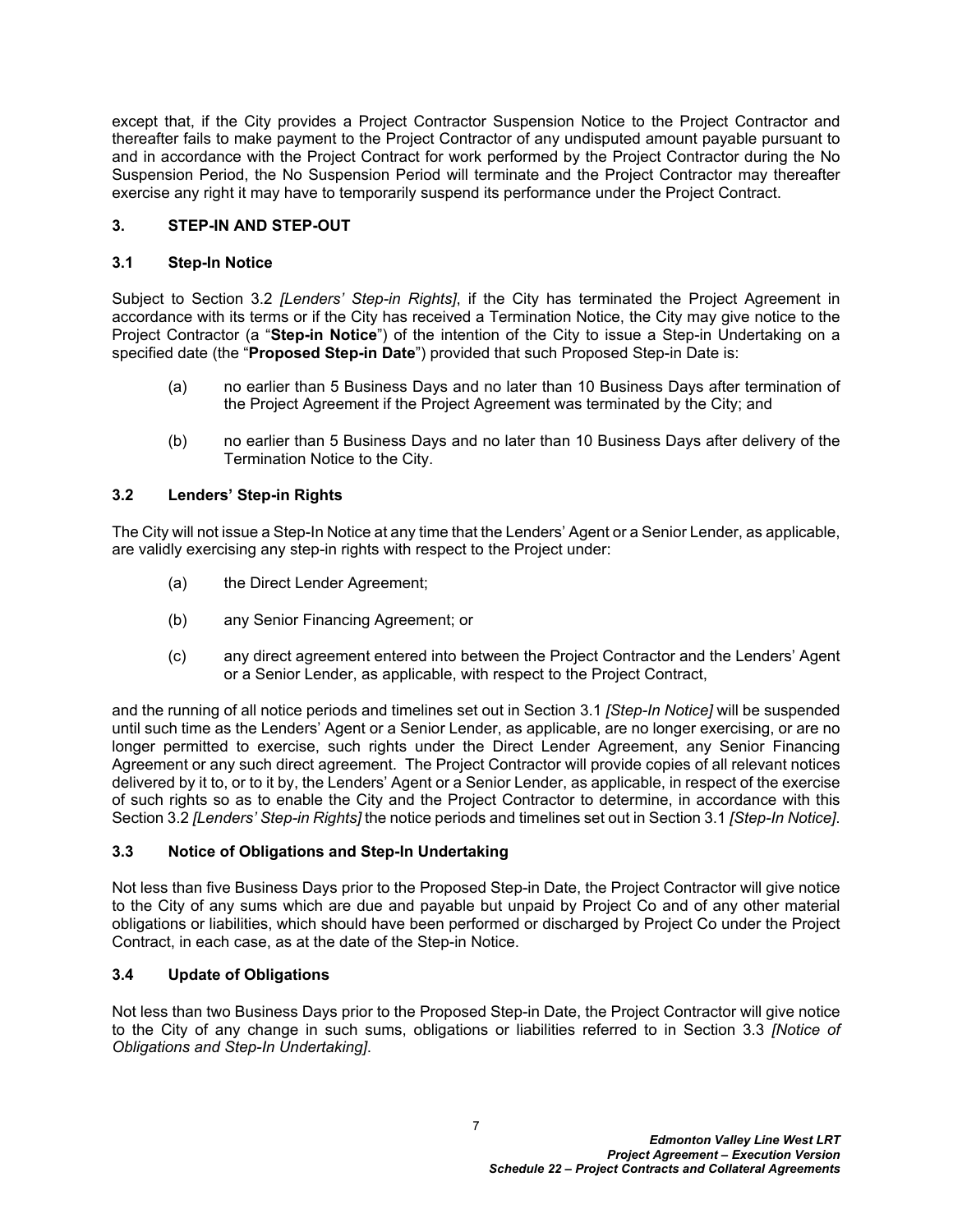except that, if the City provides a Project Contractor Suspension Notice to the Project Contractor and thereafter fails to make payment to the Project Contractor of any undisputed amount payable pursuant to and in accordance with the Project Contract for work performed by the Project Contractor during the No Suspension Period, the No Suspension Period will terminate and the Project Contractor may thereafter exercise any right it may have to temporarily suspend its performance under the Project Contract.

## 3. STEP-IN AND STEP-OUT

### 3.1 Step-In Notice

Subject to Section 3.2 *[Lenders' Step-in Rights]*, if the City has terminated the Project Agreement in accordance with its terms or if the City has received a Termination Notice, the City may give notice to the Project Contractor (a "**Step-in Notice**") of the intention of the City to issue a Step-in Undertaking on a specified date (the "**Proposed Step-in Date**") provided that such Proposed Step-in Date is:

(a) no earlier than 5 Business Days and no later than 10 Business Days after termination of the Project Agreement if the Project Agreement was terminated by the City; and

(b) no earlier than 5 Business Days and no later than 10 Business Days after delivery of the Termination Notice to the City.

### 3.2 Lenders' Step-in Rights

The City will not issue a Step-In Notice at any time that the Lenders' Agent or a Senior Lender, as applicable, are validly exercising any step-in rights with respect to the Project under:

(a) the Direct Lender Agreement;

(b) any Senior Financing Agreement; or

(c) any direct agreement entered into between the Project Contractor and the Lenders' Agent or a Senior Lender, as applicable, with respect to the Project Contract,

and the running of all notice periods and timelines set out in Section 3.1 *[Step-In Notice]* will be suspended until such time as the Lenders' Agent or a Senior Lender, as applicable, are no longer exercising, or are no longer permitted to exercise, such rights under the Direct Lender Agreement, any Senior Financing Agreement or any such direct agreement. The Project Contractor will provide copies of all relevant notices delivered by it to, or to it by, the Lenders' Agent or a Senior Lender, as applicable, in respect of the exercise of such rights so as to enable the City and the Project Contractor to determine, in accordance with this Section 3.2 *[Lenders' Step-in Rights]* the notice periods and timelines set out in Section 3.1 *[Step-In Notice]*.

### 3.3 Notice of Obligations and Step-In Undertaking

Not less than five Business Days prior to the Proposed Step-in Date, the Project Contractor will give notice to the City of any sums which are due and payable but unpaid by Project Co and of any other material obligations or liabilities, which should have been performed or discharged by Project Co under the Project Contract, in each case, as at the date of the Step-in Notice.

### 3.4 Update of Obligations

Not less than two Business Days prior to the Proposed Step-in Date, the Project Contractor will give notice to the City of any change in such sums, obligations or liabilities referred to in Section 3.3 *[Notice of Obligations and Step-In Undertaking]*.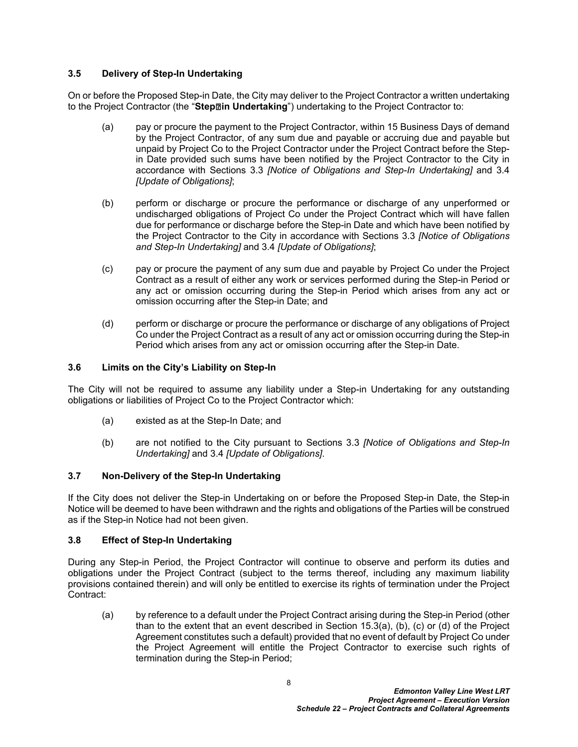### 3.5 Delivery of Step-In Undertaking

On or before the Proposed Step-in Date, the City may deliver to the Project Contractor a written undertaking to the Project Contractor (the "**Step-in Undertaking**") undertaking to the Project Contractor to:

(a) pay or procure the payment to the Project Contractor, within 15 Business Days of demand by the Project Contractor, of any sum due and payable or accruing due and payable but unpaid by Project Co to the Project Contractor under the Project Contract before the Step-in Date provided such sums have been notified by the Project Contractor to the City in accordance with Sections 3.3 *[Notice of Obligations and Step-In Undertaking]* and 3.4 *[Update of Obligations]*;

(b) perform or discharge or procure the performance or discharge of any unperformed or undischarged obligations of Project Co under the Project Contract which will have fallen due for performance or discharge before the Step-in Date and which have been notified by the Project Contractor to the City in accordance with Sections 3.3 *[Notice of Obligations and Step-In Undertaking]* and 3.4 *[Update of Obligations]*;

(c) pay or procure the payment of any sum due and payable by Project Co under the Project Contract as a result of either any work or services performed during the Step-in Period or any act or omission occurring during the Step-in Period which arises from any act or omission occurring after the Step-in Date; and

(d) perform or discharge or procure the performance or discharge of any obligations of Project Co under the Project Contract as a result of any act or omission occurring during the Step-in Period which arises from any act or omission occurring after the Step-in Date.

### 3.6 Limits on the City's Liability on Step-In

The City will not be required to assume any liability under a Step-in Undertaking for any outstanding obligations or liabilities of Project Co to the Project Contractor which:

(a) existed as at the Step-In Date; and

(b) are not notified to the City pursuant to Sections 3.3 *[Notice of Obligations and Step-In Undertaking]* and 3.4 *[Update of Obligations]*.

### 3.7 Non-Delivery of the Step-In Undertaking

If the City does not deliver the Step-in Undertaking on or before the Proposed Step-in Date, the Step-in Notice will be deemed to have been withdrawn and the rights and obligations of the Parties will be construed as if the Step-in Notice had not been given.

### 3.8 Effect of Step-In Undertaking

During any Step-in Period, the Project Contractor will continue to observe and perform its duties and obligations under the Project Contract (subject to the terms thereof, including any maximum liability provisions contained therein) and will only be entitled to exercise its rights of termination under the Project Contract:

(a) by reference to a default under the Project Contract arising during the Step-in Period (other than to the extent that an event described in Section 15.3(a), (b), (c) or (d) of the Project Agreement constitutes such a default) provided that no event of default by Project Co under the Project Agreement will entitle the Project Contractor to exercise such rights of termination during the Step-in Period;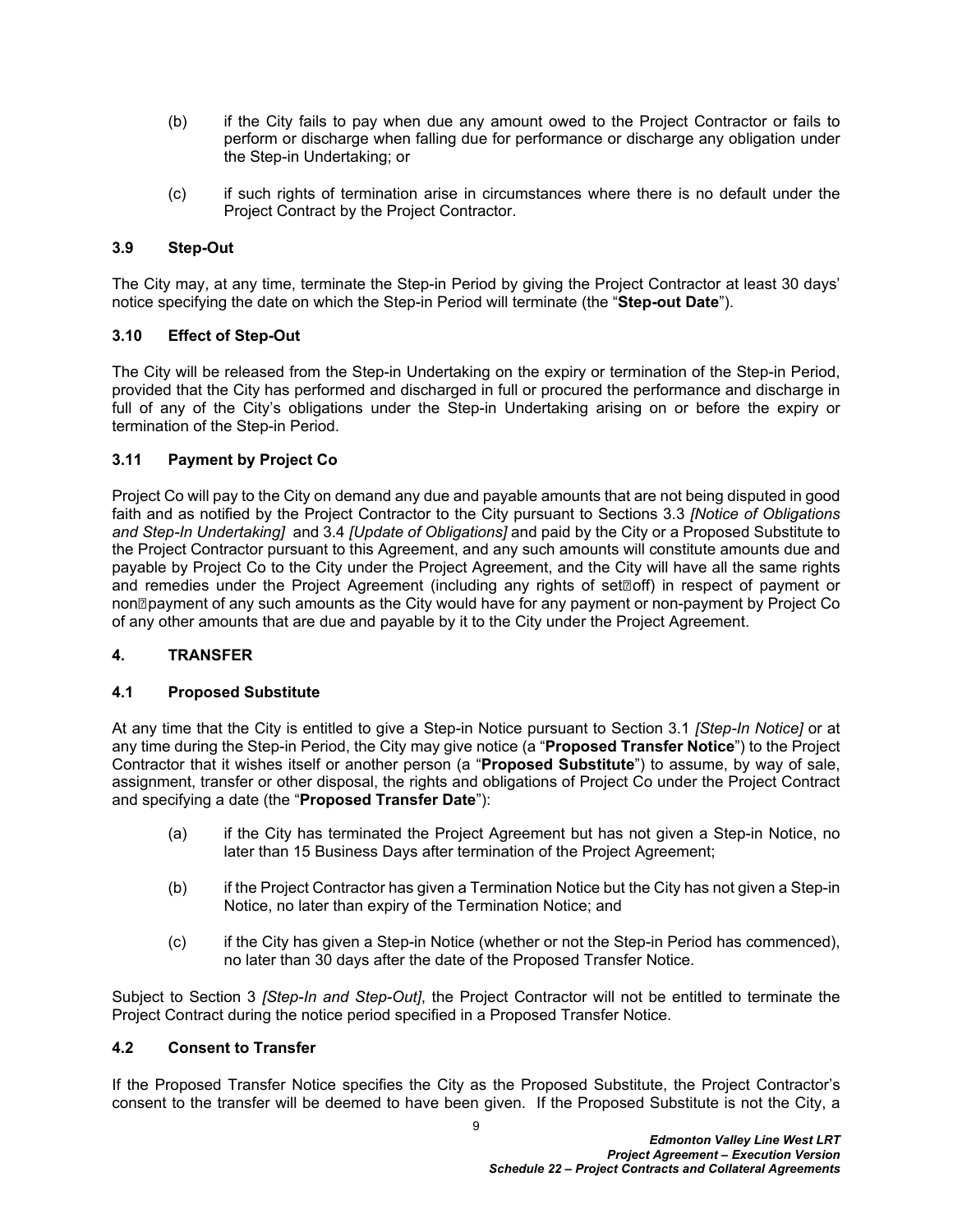(b) if the City fails to pay when due any amount owed to the Project Contractor or fails to perform or discharge when falling due for performance or discharge any obligation under the Step-in Undertaking; or

(c) if such rights of termination arise in circumstances where there is no default under the Project Contract by the Project Contractor.

### 3.9 Step-Out

The City may, at any time, terminate the Step-in Period by giving the Project Contractor at least 30 days' notice specifying the date on which the Step-in Period will terminate (the "**Step-out Date**").

### 3.10 Effect of Step-Out

The City will be released from the Step-in Undertaking on the expiry or termination of the Step-in Period, provided that the City has performed and discharged in full or procured the performance and discharge in full of any of the City's obligations under the Step-in Undertaking arising on or before the expiry or termination of the Step-in Period.

### 3.11 Payment by Project Co

Project Co will pay to the City on demand any due and payable amounts that are not being disputed in good faith and as notified by the Project Contractor to the City pursuant to Sections 3.3 *[Notice of Obligations and Step-In Undertaking]* and 3.4 *[Update of Obligations]* and paid by the City or a Proposed Substitute to the Project Contractor pursuant to this Agreement, and any such amounts will constitute amounts due and payable by Project Co to the City under the Project Agreement, and the City will have all the same rights and remedies under the Project Agreement (including any rights of set-off) in respect of payment or non-payment of any such amounts as the City would have for any payment or non-payment by Project Co of any other amounts that are due and payable by it to the City under the Project Agreement.

## 4. TRANSFER

### 4.1 Proposed Substitute

At any time that the City is entitled to give a Step-in Notice pursuant to Section 3.1 *[Step-In Notice]* or at any time during the Step-in Period, the City may give notice (a "**Proposed Transfer Notice**") to the Project Contractor that it wishes itself or another person (a "**Proposed Substitute**") to assume, by way of sale, assignment, transfer or other disposal, the rights and obligations of Project Co under the Project Contract and specifying a date (the "**Proposed Transfer Date**"):

(a) if the City has terminated the Project Agreement but has not given a Step-in Notice, no later than 15 Business Days after termination of the Project Agreement;

(b) if the Project Contractor has given a Termination Notice but the City has not given a Step-in Notice, no later than expiry of the Termination Notice; and

(c) if the City has given a Step-in Notice (whether or not the Step-in Period has commenced), no later than 30 days after the date of the Proposed Transfer Notice.

Subject to Section 3 *[Step-In and Step-Out]*, the Project Contractor will not be entitled to terminate the Project Contract during the notice period specified in a Proposed Transfer Notice.

### 4.2 Consent to Transfer

If the Proposed Transfer Notice specifies the City as the Proposed Substitute, the Project Contractor's consent to the transfer will be deemed to have been given. If the Proposed Substitute is not the City, a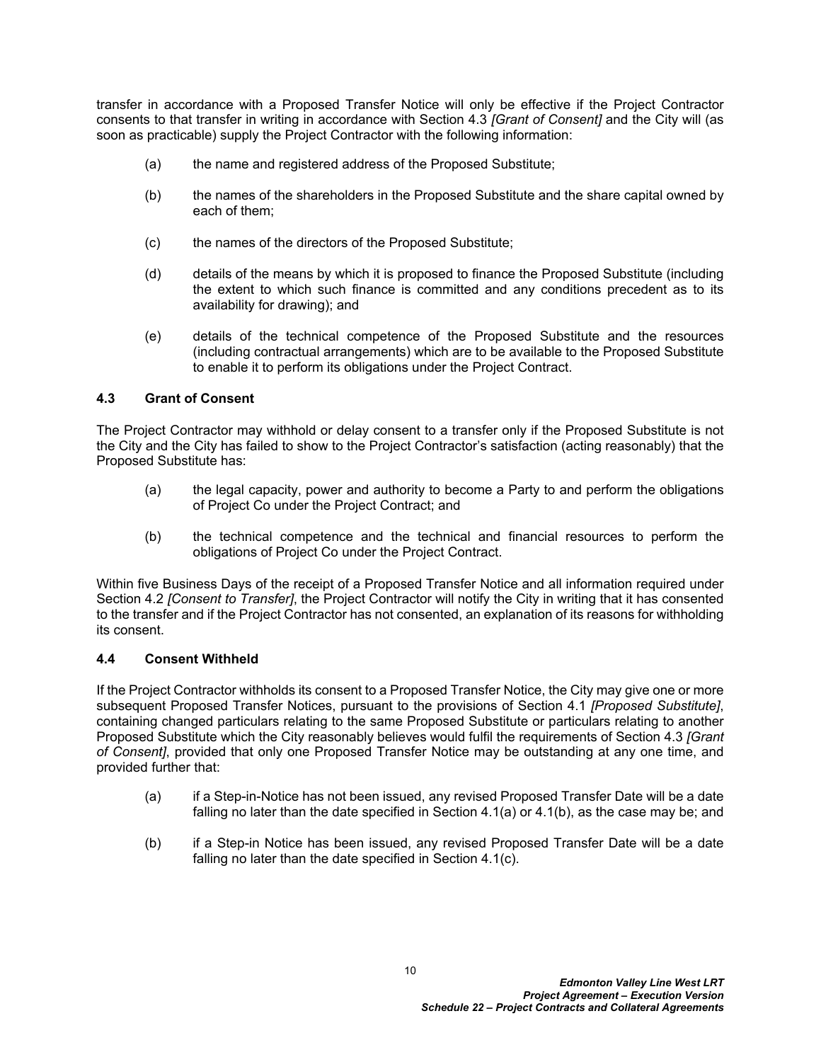transfer in accordance with a Proposed Transfer Notice will only be effective if the Project Contractor consents to that transfer in writing in accordance with Section 4.3 *[Grant of Consent]* and the City will (as soon as practicable) supply the Project Contractor with the following information:

(a) the name and registered address of the Proposed Substitute;

(b) the names of the shareholders in the Proposed Substitute and the share capital owned by each of them;

(c) the names of the directors of the Proposed Substitute;

(d) details of the means by which it is proposed to finance the Proposed Substitute (including the extent to which such finance is committed and any conditions precedent as to its availability for drawing); and

(e) details of the technical competence of the Proposed Substitute and the resources (including contractual arrangements) which are to be available to the Proposed Substitute to enable it to perform its obligations under the Project Contract.

### 4.3 Grant of Consent

The Project Contractor may withhold or delay consent to a transfer only if the Proposed Substitute is not the City and the City has failed to show to the Project Contractor's satisfaction (acting reasonably) that the Proposed Substitute has:

(a) the legal capacity, power and authority to become a Party to and perform the obligations of Project Co under the Project Contract; and

(b) the technical competence and the technical and financial resources to perform the obligations of Project Co under the Project Contract.

Within five Business Days of the receipt of a Proposed Transfer Notice and all information required under Section 4.2 *[Consent to Transfer]*, the Project Contractor will notify the City in writing that it has consented to the transfer and if the Project Contractor has not consented, an explanation of its reasons for withholding its consent.

### 4.4 Consent Withheld

If the Project Contractor withholds its consent to a Proposed Transfer Notice, the City may give one or more subsequent Proposed Transfer Notices, pursuant to the provisions of Section 4.1 *[Proposed Substitute]*, containing changed particulars relating to the same Proposed Substitute or particulars relating to another Proposed Substitute which the City reasonably believes would fulfil the requirements of Section 4.3 *[Grant of Consent]*, provided that only one Proposed Transfer Notice may be outstanding at any one time, and provided further that:

(a) if a Step-in-Notice has not been issued, any revised Proposed Transfer Date will be a date falling no later than the date specified in Section 4.1(a) or 4.1(b), as the case may be; and

(b) if a Step-in Notice has been issued, any revised Proposed Transfer Date will be a date falling no later than the date specified in Section 4.1(c).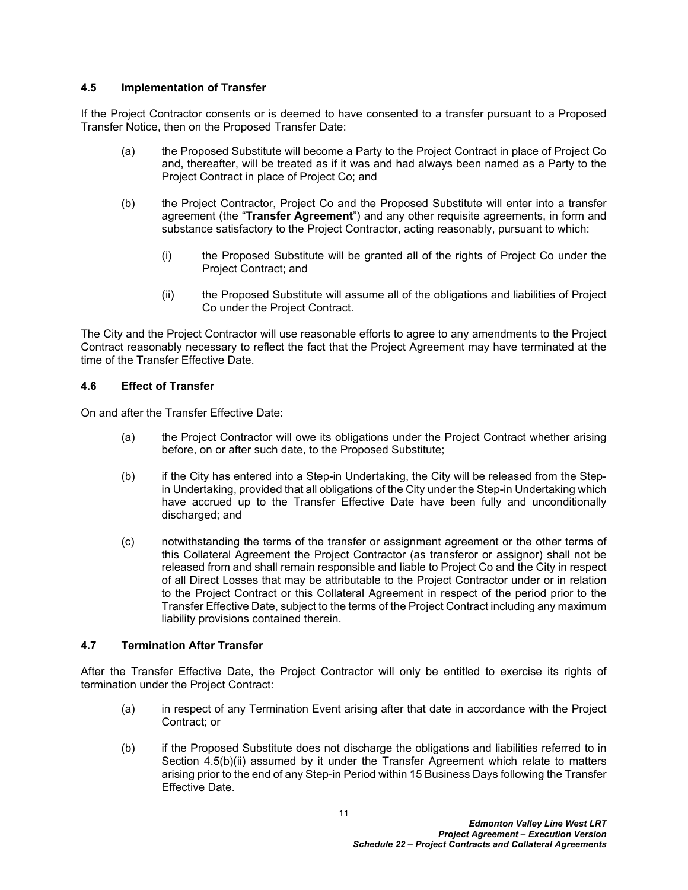### 4.5 Implementation of Transfer

If the Project Contractor consents or is deemed to have consented to a transfer pursuant to a Proposed Transfer Notice, then on the Proposed Transfer Date:

(a) the Proposed Substitute will become a Party to the Project Contract in place of Project Co and, thereafter, will be treated as if it was and had always been named as a Party to the Project Contract in place of Project Co; and

(b) the Project Contractor, Project Co and the Proposed Substitute will enter into a transfer agreement (the "**Transfer Agreement**") and any other requisite agreements, in form and substance satisfactory to the Project Contractor, acting reasonably, pursuant to which:

(i) the Proposed Substitute will be granted all of the rights of Project Co under the Project Contract; and

(ii) the Proposed Substitute will assume all of the obligations and liabilities of Project Co under the Project Contract.

The City and the Project Contractor will use reasonable efforts to agree to any amendments to the Project Contract reasonably necessary to reflect the fact that the Project Agreement may have terminated at the time of the Transfer Effective Date.

### 4.6 Effect of Transfer

On and after the Transfer Effective Date:

(a) the Project Contractor will owe its obligations under the Project Contract whether arising before, on or after such date, to the Proposed Substitute;

(b) if the City has entered into a Step-in Undertaking, the City will be released from the Step-in Undertaking, provided that all obligations of the City under the Step-in Undertaking which have accrued up to the Transfer Effective Date have been fully and unconditionally discharged; and

(c) notwithstanding the terms of the transfer or assignment agreement or the other terms of this Collateral Agreement the Project Contractor (as transferor or assignor) shall not be released from and shall remain responsible and liable to Project Co and the City in respect of all Direct Losses that may be attributable to the Project Contractor under or in relation to the Project Contract or this Collateral Agreement in respect of the period prior to the Transfer Effective Date, subject to the terms of the Project Contract including any maximum liability provisions contained therein.

### 4.7 Termination After Transfer

After the Transfer Effective Date, the Project Contractor will only be entitled to exercise its rights of termination under the Project Contract:

(a) in respect of any Termination Event arising after that date in accordance with the Project Contract; or

(b) if the Proposed Substitute does not discharge the obligations and liabilities referred to in Section 4.5(b)(ii) assumed by it under the Transfer Agreement which relate to matters arising prior to the end of any Step-in Period within 15 Business Days following the Transfer Effective Date.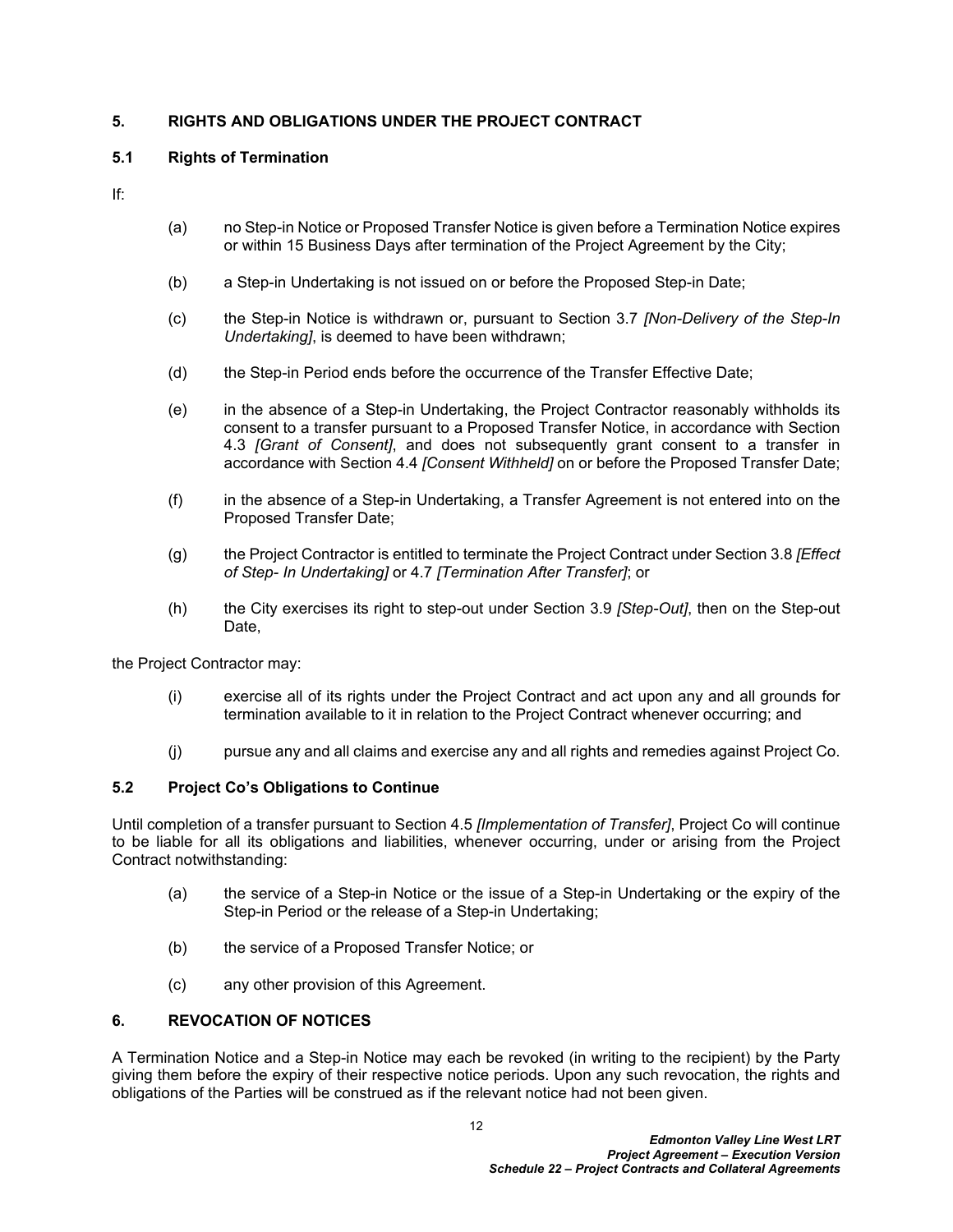## 5. RIGHTS AND OBLIGATIONS UNDER THE PROJECT CONTRACT

### 5.1 Rights of Termination

If:

(a) no Step-in Notice or Proposed Transfer Notice is given before a Termination Notice expires or within 15 Business Days after termination of the Project Agreement by the City;

(b) a Step-in Undertaking is not issued on or before the Proposed Step-in Date;

(c) the Step-in Notice is withdrawn or, pursuant to Section 3.7 *[Non-Delivery of the Step-In Undertaking]*, is deemed to have been withdrawn;

(d) the Step-in Period ends before the occurrence of the Transfer Effective Date;

(e) in the absence of a Step-in Undertaking, the Project Contractor reasonably withholds its consent to a transfer pursuant to a Proposed Transfer Notice, in accordance with Section 4.3 *[Grant of Consent]*, and does not subsequently grant consent to a transfer in accordance with Section 4.4 *[Consent Withheld]* on or before the Proposed Transfer Date;

(f) in the absence of a Step-in Undertaking, a Transfer Agreement is not entered into on the Proposed Transfer Date;

(g) the Project Contractor is entitled to terminate the Project Contract under Section 3.8 *[Effect of Step- In Undertaking]* or 4.7 *[Termination After Transfer]*; or

(h) the City exercises its right to step-out under Section 3.9 *[Step-Out]*, then on the Step-out Date,

the Project Contractor may:

(i) exercise all of its rights under the Project Contract and act upon any and all grounds for termination available to it in relation to the Project Contract whenever occurring; and

(j) pursue any and all claims and exercise any and all rights and remedies against Project Co.

### 5.2 Project Co's Obligations to Continue

Until completion of a transfer pursuant to Section 4.5 *[Implementation of Transfer]*, Project Co will continue to be liable for all its obligations and liabilities, whenever occurring, under or arising from the Project Contract notwithstanding:

(a) the service of a Step-in Notice or the issue of a Step-in Undertaking or the expiry of the Step-in Period or the release of a Step-in Undertaking;

(b) the service of a Proposed Transfer Notice; or

(c) any other provision of this Agreement.

## 6. REVOCATION OF NOTICES

A Termination Notice and a Step-in Notice may each be revoked (in writing to the recipient) by the Party giving them before the expiry of their respective notice periods. Upon any such revocation, the rights and obligations of the Parties will be construed as if the relevant notice had not been given.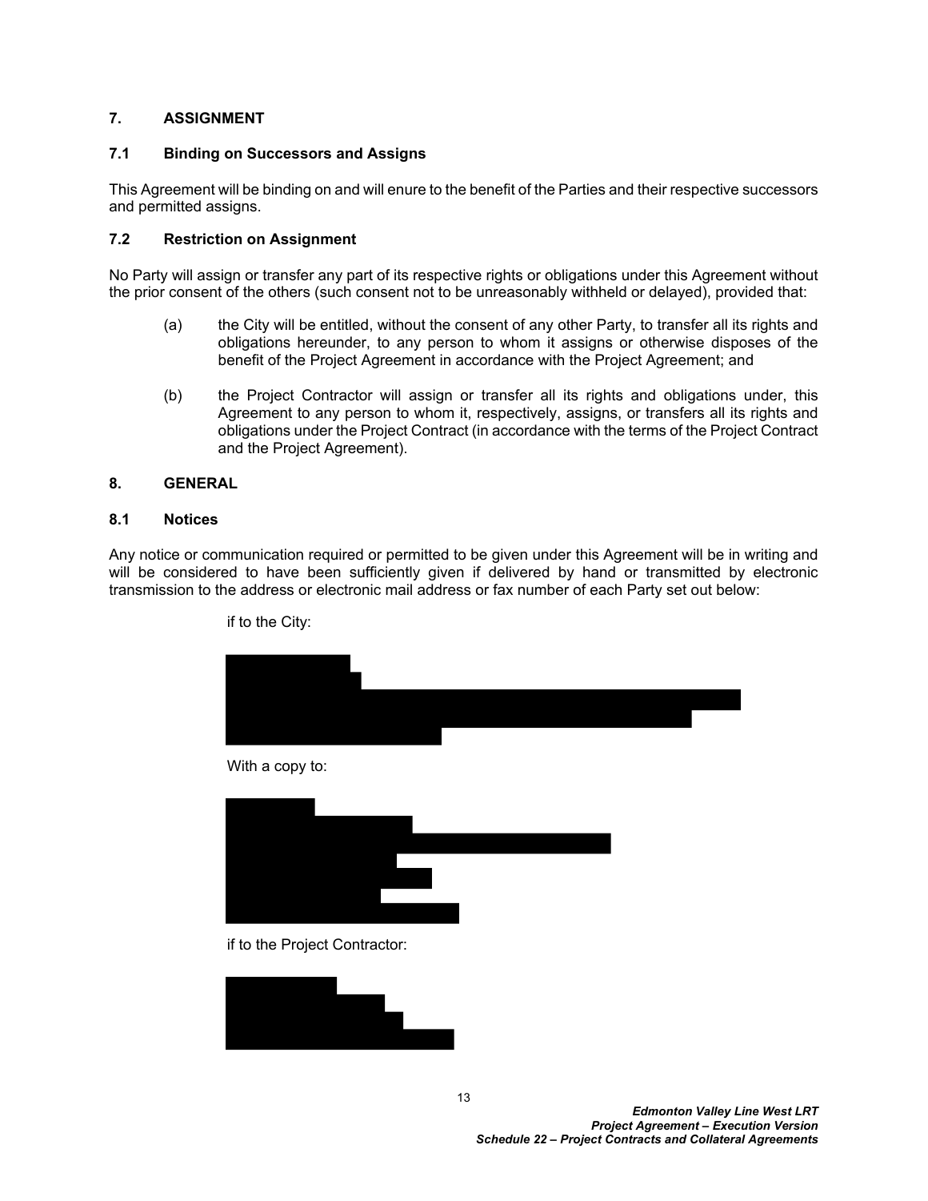## 7. ASSIGNMENT

### 7.1 Binding on Successors and Assigns

This Agreement will be binding on and will enure to the benefit of the Parties and their respective successors and permitted assigns.

### 7.2 Restriction on Assignment

No Party will assign or transfer any part of its respective rights or obligations under this Agreement without the prior consent of the others (such consent not to be unreasonably withheld or delayed), provided that:

(a) the City will be entitled, without the consent of any other Party, to transfer all its rights and obligations hereunder, to any person to whom it assigns or otherwise disposes of the benefit of the Project Agreement in accordance with the Project Agreement; and

(b) the Project Contractor will assign or transfer all its rights and obligations under, this Agreement to any person to whom it, respectively, assigns, or transfers all its rights and obligations under the Project Contract (in accordance with the terms of the Project Contract and the Project Agreement).

## 8. GENERAL

### 8.1 Notices

Any notice or communication required or permitted to be given under this Agreement will be in writing and will be considered to have been sufficiently given if delivered by hand or transmitted by electronic transmission to the address or electronic mail address or fax number of each Party set out below:

if to the City:

[REDACTED]

With a copy to:

[REDACTED]

if to the Project Contractor:

[REDACTED]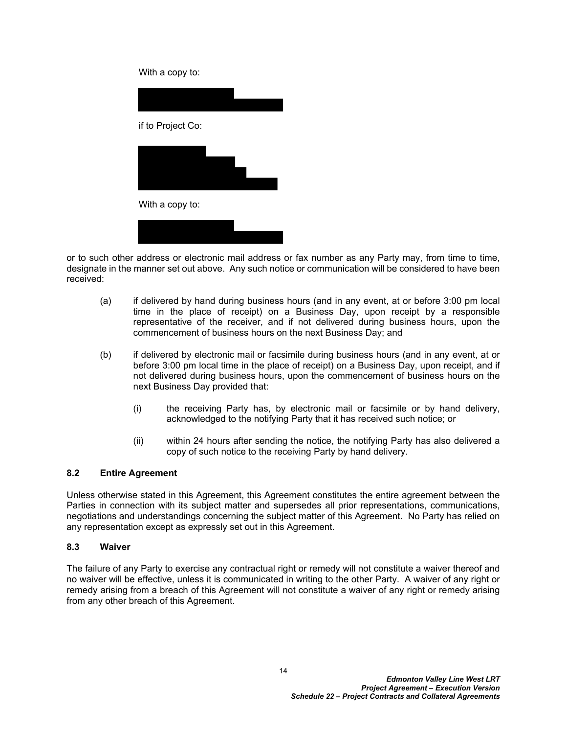With a copy to:

if to Project Co:

With a copy to:

or to such other address or electronic mail address or fax number as any Party may, from time to time, designate in the manner set out above. Any such notice or communication will be considered to have been received:

(a) if delivered by hand during business hours (and in any event, at or before 3:00 pm local time in the place of receipt) on a Business Day, upon receipt by a responsible representative of the receiver, and if not delivered during business hours, upon the commencement of business hours on the next Business Day; and

(b) if delivered by electronic mail or facsimile during business hours (and in any event, at or before 3:00 pm local time in the place of receipt) on a Business Day, upon receipt, and if not delivered during business hours, upon the commencement of business hours on the next Business Day provided that:

  (i) the receiving Party has, by electronic mail or facsimile or by hand delivery, acknowledged to the notifying Party that it has received such notice; or

  (ii) within 24 hours after sending the notice, the notifying Party has also delivered a copy of such notice to the receiving Party by hand delivery.

### 8.2 Entire Agreement

Unless otherwise stated in this Agreement, this Agreement constitutes the entire agreement between the Parties in connection with its subject matter and supersedes all prior representations, communications, negotiations and understandings concerning the subject matter of this Agreement. No Party has relied on any representation except as expressly set out in this Agreement.

### 8.3 Waiver

The failure of any Party to exercise any contractual right or remedy will not constitute a waiver thereof and no waiver will be effective, unless it is communicated in writing to the other Party. A waiver of any right or remedy arising from a breach of this Agreement will not constitute a waiver of any right or remedy arising from any other breach of this Agreement.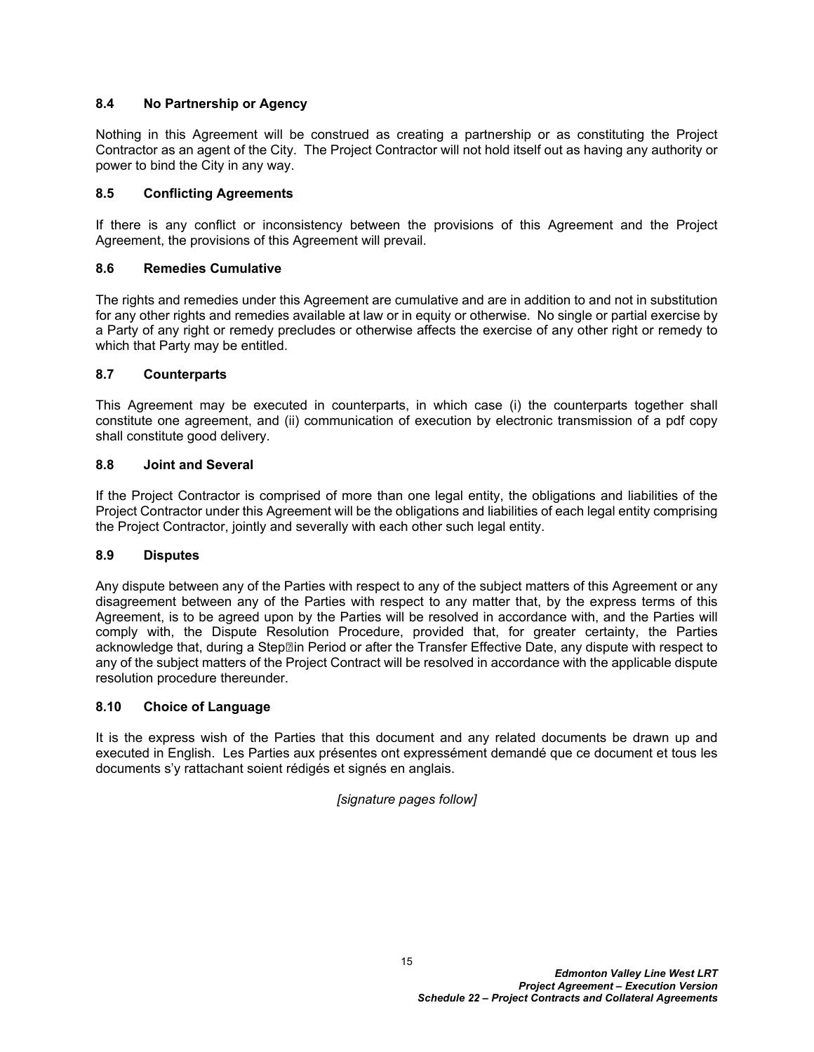### 8.4 No Partnership or Agency

Nothing in this Agreement will be construed as creating a partnership or as constituting the Project Contractor as an agent of the City. The Project Contractor will not hold itself out as having any authority or power to bind the City in any way.

### 8.5 Conflicting Agreements

If there is any conflict or inconsistency between the provisions of this Agreement and the Project Agreement, the provisions of this Agreement will prevail.

### 8.6 Remedies Cumulative

The rights and remedies under this Agreement are cumulative and are in addition to and not in substitution for any other rights and remedies available at law or in equity or otherwise. No single or partial exercise by a Party of any right or remedy precludes or otherwise affects the exercise of any other right or remedy to which that Party may be entitled.

### 8.7 Counterparts

This Agreement may be executed in counterparts, in which case (i) the counterparts together shall constitute one agreement, and (ii) communication of execution by electronic transmission of a pdf copy shall constitute good delivery.

### 8.8 Joint and Several

If the Project Contractor is comprised of more than one legal entity, the obligations and liabilities of the Project Contractor under this Agreement will be the obligations and liabilities of each legal entity comprising the Project Contractor, jointly and severally with each other such legal entity.

### 8.9 Disputes

Any dispute between any of the Parties with respect to any of the subject matters of this Agreement or any disagreement between any of the Parties with respect to any matter that, by the express terms of this Agreement, is to be agreed upon by the Parties will be resolved in accordance with, and the Parties will comply with, the Dispute Resolution Procedure, provided that, for greater certainty, the Parties acknowledge that, during a Step-in Period or after the Transfer Effective Date, any dispute with respect to any of the subject matters of the Project Contract will be resolved in accordance with the applicable dispute resolution procedure thereunder.

### 8.10 Choice of Language

It is the express wish of the Parties that this document and any related documents be drawn up and executed in English. Les Parties aux présentes ont expressément demandé que ce document et tous les documents s'y rattachant soient rédigés et signés en anglais.

*[signature pages follow]*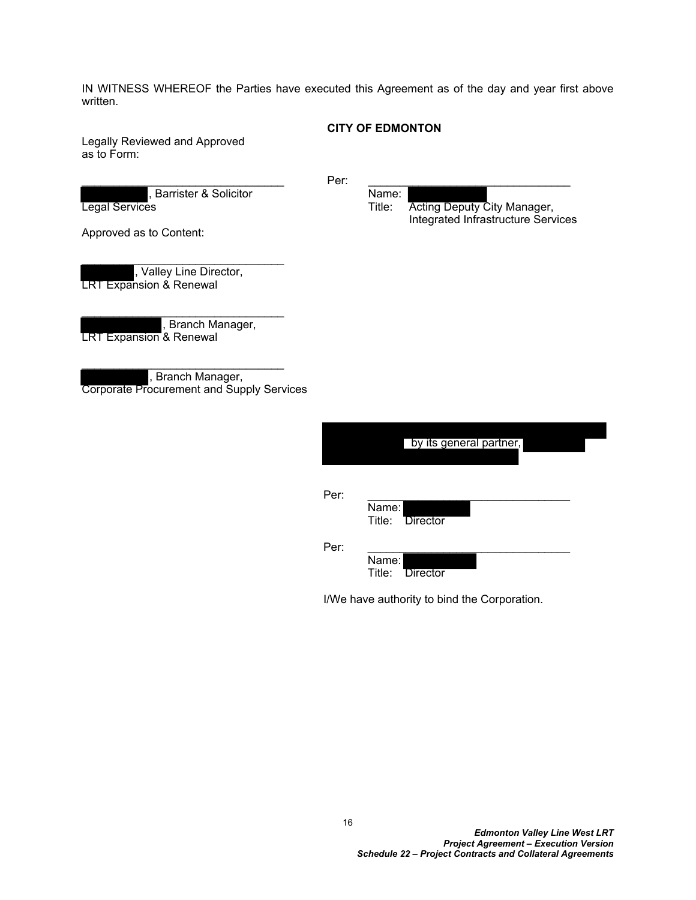IN WITNESS WHEREOF the Parties have executed this Agreement as of the day and year first above written.

**CITY OF EDMONTON**

Legally Reviewed and Approved as to Form:

\_\_\_\_\_\_\_\_\_\_\_\_\_\_\_\_\_\_\_\_\_\_\_\_\_\_\_\_\_\_\_\_
[REDACTED], Barrister & Solicitor
Legal Services

Per: \_\_\_\_\_\_\_\_\_\_\_\_\_\_\_\_\_\_\_\_\_\_\_\_\_\_\_\_\_\_\_\_
Name: [REDACTED]
Title: Acting Deputy City Manager, Integrated Infrastructure Services

Approved as to Content:

\_\_\_\_\_\_\_\_\_\_\_\_\_\_\_\_\_\_\_\_\_\_\_\_\_\_\_\_\_\_\_\_
[REDACTED], Valley Line Director,
LRT Expansion & Renewal

\_\_\_\_\_\_\_\_\_\_\_\_\_\_\_\_\_\_\_\_\_\_\_\_\_\_\_\_\_\_\_\_
[REDACTED], Branch Manager,
LRT Expansion & Renewal

\_\_\_\_\_\_\_\_\_\_\_\_\_\_\_\_\_\_\_\_\_\_\_\_\_\_\_\_\_\_\_\_
[REDACTED], Branch Manager,
Corporate Procurement and Supply Services

[REDACTED] by its general partner, [REDACTED]

Per: \_\_\_\_\_\_\_\_\_\_\_\_\_\_\_\_\_\_\_\_\_\_\_\_\_\_\_\_\_\_\_\_
Name: [REDACTED]
Title: Director

Per: \_\_\_\_\_\_\_\_\_\_\_\_\_\_\_\_\_\_\_\_\_\_\_\_\_\_\_\_\_\_\_\_
Name: [REDACTED]
Title: Director

I/We have authority to bind the Corporation.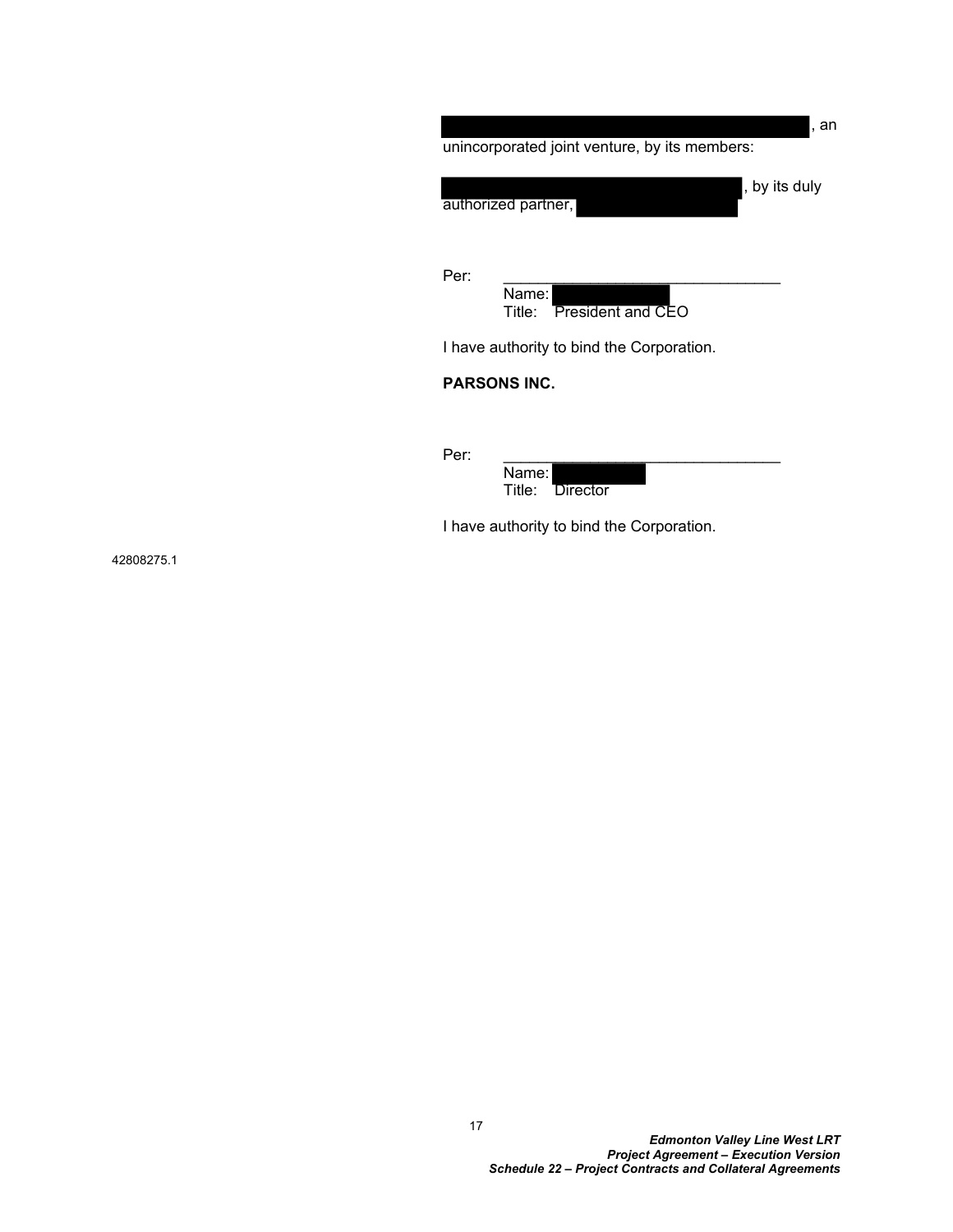██████████████████████████, an unincorporated joint venture, by its members:

██████████████████████, by its duly authorized partner, ██████████

Per: \_\_\_\_\_\_\_\_\_\_\_\_\_\_\_\_\_\_\_\_\_\_\_\_\_\_\_\_\_\_\_\_

Name: ████████

Title: President and CEO

I have authority to bind the Corporation.

**PARSONS INC.**

Per: \_\_\_\_\_\_\_\_\_\_\_\_\_\_\_\_\_\_\_\_\_\_\_\_\_\_\_\_\_\_\_\_

Name: ██████

Title: Director

I have authority to bind the Corporation.

42808275.1